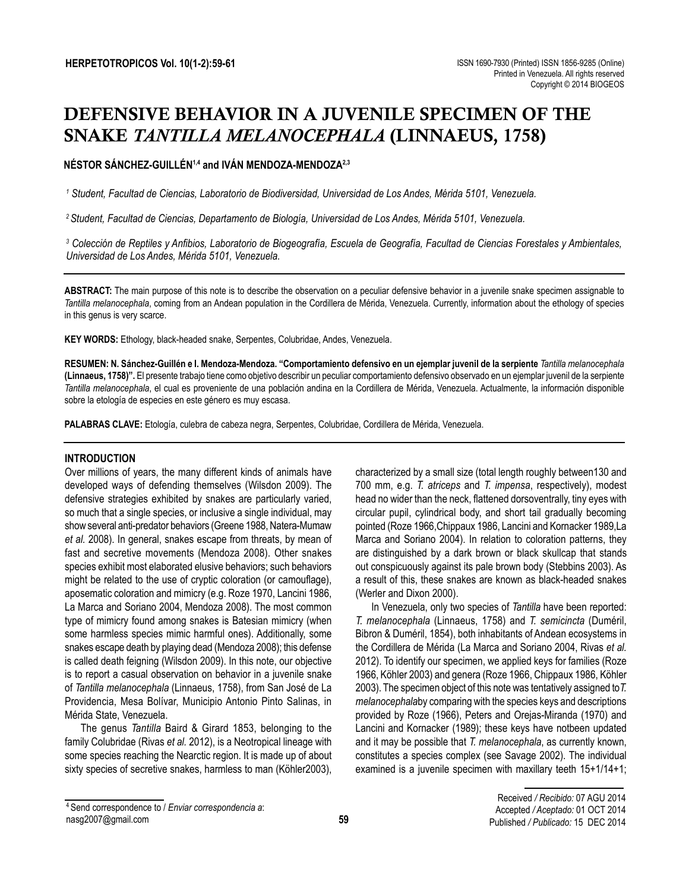# DEFENSIVE BEHAVIOR IN A JUVENILE SPECIMEN OF THE SNAKE *TANTILLA MELANOCEPHALA* (LINNAEUS, 1758)

**NÉSTOR SÁNCHEZ-GUILLÉN[1,4] and IVÁN MENDOZA-MENDOZA[2,3]**

*[1] Student, Facultad de Ciencias, Laboratorio de Biodiversidad, Universidad de Los Andes, Mérida 5101, Venezuela.*

*[2] Student, Facultad de Ciencias, Departamento de Biología, Universidad de Los Andes, Mérida 5101, Venezuela.*

*[3] Colección de Reptiles y Anfibios, Laboratorio de Biogeografía, Escuela de Geografía, Facultad de Ciencias Forestales y Ambientales, Universidad de Los Andes, Mérida 5101, Venezuela.*

---

**ABSTRACT:** The main purpose of this note is to describe the observation on a peculiar defensive behavior in a juvenile snake specimen assignable to *Tantilla melanocephala*, coming from an Andean population in the Cordillera de Mérida, Venezuela. Currently, information about the ethology of species in this genus is very scarce.

**KEY WORDS:** Ethology, black-headed snake, Serpentes, Colubridae, Andes, Venezuela.

**RESUMEN: N. Sánchez-Guillén e I. Mendoza-Mendoza. "Comportamiento defensivo en un ejemplar juvenil de la serpiente *Tantilla melanocephala* (Linnaeus, 1758)".** El presente trabajo tiene como objetivo describir un peculiar comportamiento defensivo observado en un ejemplar juvenil de la serpiente *Tantilla melanocephala*, el cual es proveniente de una población andina en la Cordillera de Mérida, Venezuela. Actualmente, la información disponible sobre la etología de especies en este género es muy escasa.

**PALABRAS CLAVE:** Etología, culebra de cabeza negra, Serpentes, Colubridae, Cordillera de Mérida, Venezuela.

---

## INTRODUCTION

Over millions of years, the many different kinds of animals have developed ways of defending themselves (Wilsdon 2009). The defensive strategies exhibited by snakes are particularly varied, so much that a single species, or inclusive a single individual, may show several anti-predator behaviors (Greene 1988, Natera-Mumaw *et al.* 2008). In general, snakes escape from threats, by mean of fast and secretive movements (Mendoza 2008). Other snakes species exhibit most elaborated elusive behaviors; such behaviors might be related to the use of cryptic coloration (or camouflage), aposematic coloration and mimicry (e.g. Roze 1970, Lancini 1986, La Marca and Soriano 2004, Mendoza 2008). The most common type of mimicry found among snakes is Batesian mimicry (when some harmless species mimic harmful ones). Additionally, some snakes escape death by playing dead (Mendoza 2008); this defense is called death feigning (Wilsdon 2009). In this note, our objective is to report a casual observation on behavior in a juvenile snake of *Tantilla melanocephala* (Linnaeus, 1758), from San José de La Providencia, Mesa Bolívar, Municipio Antonio Pinto Salinas, in Mérida State, Venezuela.

The genus *Tantilla* Baird & Girard 1853, belonging to the family Colubridae (Rivas *et al.* 2012), is a Neotropical lineage with some species reaching the Nearctic region. It is made up of about sixty species of secretive snakes, harmless to man (Köhler2003), characterized by a small size (total length roughly between130 and 700 mm, e.g. *T. atriceps* and *T. impensa*, respectively), modest head no wider than the neck, flattened dorsoventrally, tiny eyes with circular pupil, cylindrical body, and short tail gradually becoming pointed (Roze 1966,Chippaux 1986, Lancini and Kornacker 1989,La Marca and Soriano 2004). In relation to coloration patterns, they are distinguished by a dark brown or black skullcap that stands out conspicuously against its pale brown body (Stebbins 2003). As a result of this, these snakes are known as black-headed snakes (Werler and Dixon 2000).

In Venezuela, only two species of *Tantilla* have been reported: *T. melanocephala* (Linnaeus, 1758) and *T. semicincta* (Duméril, Bibron & Duméril, 1854), both inhabitants of Andean ecosystems in the Cordillera de Mérida (La Marca and Soriano 2004, Rivas *et al.* 2012). To identify our specimen, we applied keys for families (Roze 1966, Köhler 2003) and genera (Roze 1966, Chippaux 1986, Köhler 2003). The specimen object of this note was tentatively assigned to*T. melanocephala*by comparing with the species keys and descriptions provided by Roze (1966), Peters and Orejas-Miranda (1970) and Lancini and Kornacker (1989); these keys have notbeen updated and it may be possible that *T. melanocephala*, as currently known, constitutes a species complex (see Savage 2002). The individual examined is a juvenile specimen with maxillary teeth 15+1/14+1;

---

[4] Send correspondence to / *Enviar correspondencia a*: nasg2007@gmail.com

Received */ Recibido:* 07 AGU 2014
Accepted */ Aceptado:* 01 OCT 2014
Published */ Publicado:* 15 DEC 2014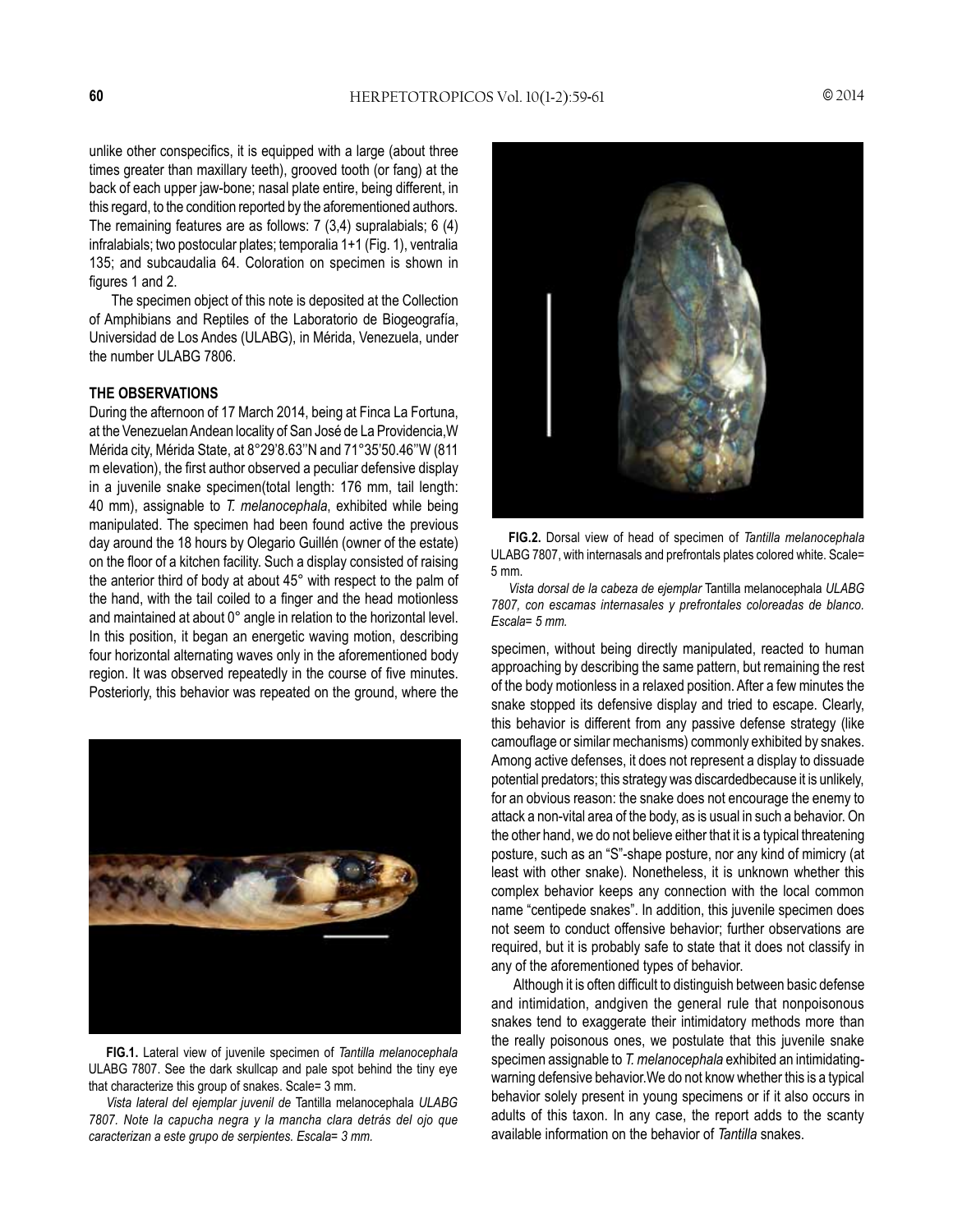unlike other conspecifics, it is equipped with a large (about three times greater than maxillary teeth), grooved tooth (or fang) at the back of each upper jaw-bone; nasal plate entire, being different, in this regard, to the condition reported by the aforementioned authors. The remaining features are as follows: 7 (3,4) supralabials; 6 (4) infralabials; two postocular plates; temporalia 1+1 (Fig. 1), ventralia 135; and subcaudalia 64. Coloration on specimen is shown in figures 1 and 2.

The specimen object of this note is deposited at the Collection of Amphibians and Reptiles of the Laboratorio de Biogeografía, Universidad de Los Andes (ULABG), in Mérida, Venezuela, under the number ULABG 7806.

## THE OBSERVATIONS

During the afternoon of 17 March 2014, being at Finca La Fortuna, at the Venezuelan Andean locality of San José de La Providencia,W Mérida city, Mérida State, at 8°29'8.63''N and 71°35'50.46''W (811 m elevation), the first author observed a peculiar defensive display in a juvenile snake specimen(total length: 176 mm, tail length: 40 mm), assignable to *T. melanocephala*, exhibited while being manipulated. The specimen had been found active the previous day around the 18 hours by Olegario Guillén (owner of the estate) on the floor of a kitchen facility. Such a display consisted of raising the anterior third of body at about 45° with respect to the palm of the hand, with the tail coiled to a finger and the head motionless and maintained at about 0° angle in relation to the horizontal level. In this position, it began an energetic waving motion, describing four horizontal alternating waves only in the aforementioned body region. It was observed repeatedly in the course of five minutes. Posteriorly, this behavior was repeated on the ground, where the specimen, without being directly manipulated, reacted to human approaching by describing the same pattern, but remaining the rest of the body motionless in a relaxed position. After a few minutes the snake stopped its defensive display and tried to escape. Clearly, this behavior is different from any passive defense strategy (like camouflage or similar mechanisms) commonly exhibited by snakes. Among active defenses, it does not represent a display to dissuade potential predators; this strategy was discardedbecause it is unlikely, for an obvious reason: the snake does not encourage the enemy to attack a non-vital area of the body, as is usual in such a behavior. On the other hand, we do not believe either that it is a typical threatening posture, such as an "S"-shape posture, nor any kind of mimicry (at least with other snake). Nonetheless, it is unknown whether this complex behavior keeps any connection with the local common name "centipede snakes". In addition, this juvenile specimen does not seem to conduct offensive behavior; further observations are required, but it is probably safe to state that it does not classify in any of the aforementioned types of behavior.

Although it is often difficult to distinguish between basic defense and intimidation, andgiven the general rule that nonpoisonous snakes tend to exaggerate their intimidatory methods more than the really poisonous ones, we postulate that this juvenile snake specimen assignable to *T. melanocephala* exhibited an intimidating-warning defensive behavior.We do not know whether this is a typical behavior solely present in young specimens or if it also occurs in adults of this taxon. In any case, the report adds to the scanty available information on the behavior of *Tantilla* snakes.

**FIG.1.** Lateral view of juvenile specimen of *Tantilla melanocephala* ULABG 7807. See the dark skullcap and pale spot behind the tiny eye that characterize this group of snakes. Scale= 3 mm.

*Vista lateral del ejemplar juvenil de* Tantilla melanocephala *ULABG 7807. Note la capucha negra y la mancha clara detrás del ojo que caracterizan a este grupo de serpientes. Escala= 3 mm.*

**FIG.2.** Dorsal view of head of specimen of *Tantilla melanocephala* ULABG 7807, with internasals and prefrontals plates colored white. Scale= 5 mm.

*Vista dorsal de la cabeza de ejemplar* Tantilla melanocephala *ULABG 7807, con escamas internasales y prefrontales coloreadas de blanco. Escala= 5 mm.*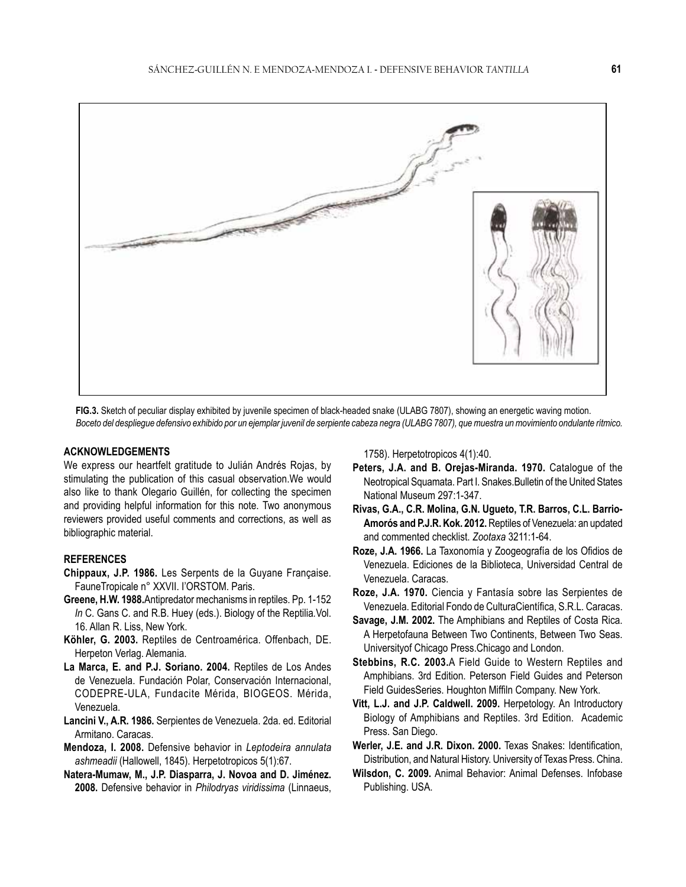**FIG.3.** Sketch of peculiar display exhibited by juvenile specimen of black-headed snake (ULABG 7807), showing an energetic waving motion.
*Boceto del despliegue defensivo exhibido por un ejemplar juvenil de serpiente cabeza negra (ULABG 7807), que muestra un movimiento ondulante rítmico.*

## ACKNOWLEDGEMENTS

We express our heartfelt gratitude to Julián Andrés Rojas, by stimulating the publication of this casual observation.We would also like to thank Olegario Guillén, for collecting the specimen and providing helpful information for this note. Two anonymous reviewers provided useful comments and corrections, as well as bibliographic material.

## REFERENCES

**Chippaux, J.P. 1986.** Les Serpents de la Guyane Française. FauneTropicale n° XXVII. l'ORSTOM. Paris.

**Greene, H.W. 1988.**Antipredator mechanisms in reptiles. Pp. 1-152 *In* C. Gans C. and R.B. Huey (eds.). Biology of the Reptilia.Vol. 16. Allan R. Liss, New York.

**Köhler, G. 2003.** Reptiles de Centroamérica. Offenbach, DE. Herpeton Verlag. Alemania.

**La Marca, E. and P.J. Soriano. 2004.** Reptiles de Los Andes de Venezuela. Fundación Polar, Conservación Internacional, CODEPRE-ULA, Fundacite Mérida, BIOGEOS. Mérida, Venezuela.

**Lancini V., A.R. 1986.** Serpientes de Venezuela. 2da. ed. Editorial Armitano. Caracas.

**Mendoza, I. 2008.** Defensive behavior in *Leptodeira annulata ashmeadii* (Hallowell, 1845). Herpetotropicos 5(1):67.

**Natera-Mumaw, M., J.P. Diasparra, J. Novoa and D. Jiménez. 2008.** Defensive behavior in *Philodryas viridissima* (Linnaeus, 1758). Herpetotropicos 4(1):40.

**Peters, J.A. and B. Orejas-Miranda. 1970.** Catalogue of the Neotropical Squamata. Part I. Snakes.Bulletin of the United States National Museum 297:1-347.

**Rivas, G.A., C.R. Molina, G.N. Ugueto, T.R. Barros, C.L. Barrio-Amorós and P.J.R. Kok. 2012.** Reptiles of Venezuela: an updated and commented checklist. *Zootaxa* 3211:1-64.

**Roze, J.A. 1966.** La Taxonomía y Zoogeografía de los Ofidios de Venezuela. Ediciones de la Biblioteca, Universidad Central de Venezuela. Caracas.

**Roze, J.A. 1970.** Ciencia y Fantasía sobre las Serpientes de Venezuela. Editorial Fondo de CulturaCientífica, S.R.L. Caracas.

**Savage, J.M. 2002.** The Amphibians and Reptiles of Costa Rica. A Herpetofauna Between Two Continents, Between Two Seas. Universityof Chicago Press.Chicago and London.

**Stebbins, R.C. 2003.**A Field Guide to Western Reptiles and Amphibians. 3rd Edition. Peterson Field Guides and Peterson Field GuidesSeries. Houghton Miffiln Company. New York.

**Vitt, L.J. and J.P. Caldwell. 2009.** Herpetology. An Introductory Biology of Amphibians and Reptiles. 3rd Edition. Academic Press. San Diego.

**Werler, J.E. and J.R. Dixon. 2000.** Texas Snakes: Identification, Distribution, and Natural History. University of Texas Press. China.

**Wilsdon, C. 2009.** Animal Behavior: Animal Defenses. Infobase Publishing. USA.